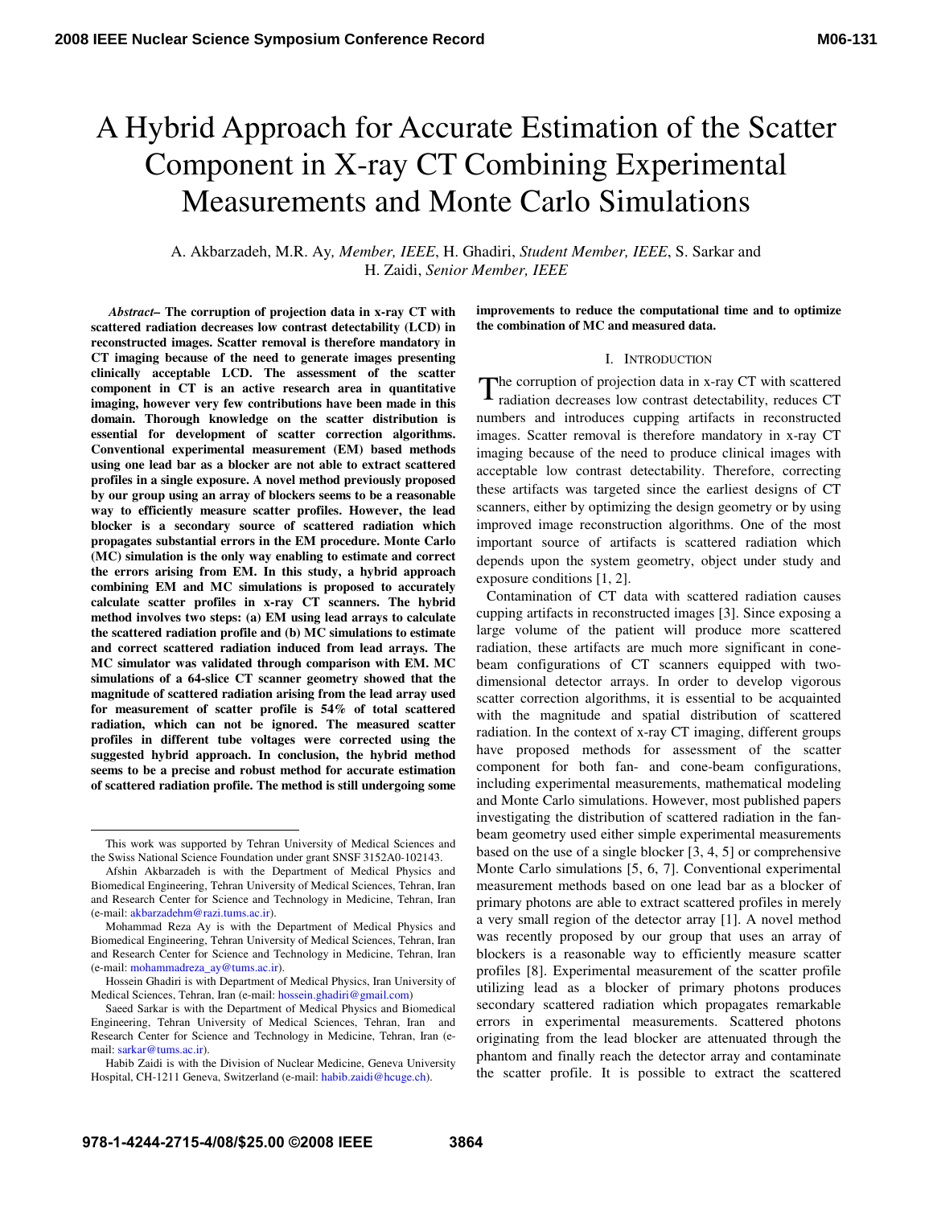# A Hybrid Approach for Accurate Estimation of the Scatter Component in X-ray CT Combining Experimental Measurements and Monte Carlo Simulations

A. Akbarzadeh, M.R. Ay, *Member, IEEE*, H. Ghadiri, *Student Member, IEEE*, S. Sarkar and H. Zaidi, *Senior Member, IEEE*

***Abstract*– The corruption of projection data in x-ray CT with scattered radiation decreases low contrast detectability (LCD) in reconstructed images. Scatter removal is therefore mandatory in CT imaging because of the need to generate images presenting clinically acceptable LCD. The assessment of the scatter component in CT is an active research area in quantitative imaging, however very few contributions have been made in this domain. Thorough knowledge on the scatter distribution is essential for development of scatter correction algorithms. Conventional experimental measurement (EM) based methods using one lead bar as a blocker are not able to extract scattered profiles in a single exposure. A novel method previously proposed by our group using an array of blockers seems to be a reasonable way to efficiently measure scatter profiles. However, the lead blocker is a secondary source of scattered radiation which propagates substantial errors in the EM procedure. Monte Carlo (MC) simulation is the only way enabling to estimate and correct the errors arising from EM. In this study, a hybrid approach combining EM and MC simulations is proposed to accurately calculate scatter profiles in x-ray CT scanners. The hybrid method involves two steps: (a) EM using lead arrays to calculate the scattered radiation profile and (b) MC simulations to estimate and correct scattered radiation induced from lead arrays. The MC simulator was validated through comparison with EM. MC simulations of a 64-slice CT scanner geometry showed that the magnitude of scattered radiation arising from the lead array used for measurement of scatter profile is 54% of total scattered radiation, which can not be ignored. The measured scatter profiles in different tube voltages were corrected using the suggested hybrid approach. In conclusion, the hybrid method seems to be a precise and robust method for accurate estimation of scattered radiation profile. The method is still undergoing some improvements to reduce the computational time and to optimize the combination of MC and measured data.**

This work was supported by Tehran University of Medical Sciences and the Swiss National Science Foundation under grant SNSF 3152A0-102143.

Afshin Akbarzadeh is with the Department of Medical Physics and Biomedical Engineering, Tehran University of Medical Sciences, Tehran, Iran and Research Center for Science and Technology in Medicine, Tehran, Iran (e-mail: akbarzadehm@razi.tums.ac.ir).

Mohammad Reza Ay is with the Department of Medical Physics and Biomedical Engineering, Tehran University of Medical Sciences, Tehran, Iran and Research Center for Science and Technology in Medicine, Tehran, Iran (e-mail: mohammadreza_ay@tums.ac.ir).

Hossein Ghadiri is with Department of Medical Physics, Iran University of Medical Sciences, Tehran, Iran (e-mail: hossein.ghadiri@gmail.com)

Saeed Sarkar is with the Department of Medical Physics and Biomedical Engineering, Tehran University of Medical Sciences, Tehran, Iran and Research Center for Science and Technology in Medicine, Tehran, Iran (e-mail: sarkar@tums.ac.ir).

Habib Zaidi is with the Division of Nuclear Medicine, Geneva University Hospital, CH-1211 Geneva, Switzerland (e-mail: habib.zaidi@hcuge.ch).

## I. Introduction

The corruption of projection data in x-ray CT with scattered radiation decreases low contrast detectability, reduces CT numbers and introduces cupping artifacts in reconstructed images. Scatter removal is therefore mandatory in x-ray CT imaging because of the need to produce clinical images with acceptable low contrast detectability. Therefore, correcting these artifacts was targeted since the earliest designs of CT scanners, either by optimizing the design geometry or by using improved image reconstruction algorithms. One of the most important source of artifacts is scattered radiation which depends upon the system geometry, object under study and exposure conditions [1, 2].

Contamination of CT data with scattered radiation causes cupping artifacts in reconstructed images [3]. Since exposing a large volume of the patient will produce more scattered radiation, these artifacts are much more significant in cone-beam configurations of CT scanners equipped with two-dimensional detector arrays. In order to develop vigorous scatter correction algorithms, it is essential to be acquainted with the magnitude and spatial distribution of scattered radiation. In the context of x-ray CT imaging, different groups have proposed methods for assessment of the scatter component for both fan- and cone-beam configurations, including experimental measurements, mathematical modeling and Monte Carlo simulations. However, most published papers investigating the distribution of scattered radiation in the fan-beam geometry used either simple experimental measurements based on the use of a single blocker [3, 4, 5] or comprehensive Monte Carlo simulations [5, 6, 7]. Conventional experimental measurement methods based on one lead bar as a blocker of primary photons are able to extract scattered profiles in merely a very small region of the detector array [1]. A novel method was recently proposed by our group that uses an array of blockers is a reasonable way to efficiently measure scatter profiles [8]. Experimental measurement of the scatter profile utilizing lead as a blocker of primary photons produces secondary scattered radiation which propagates remarkable errors in experimental measurements. Scattered photons originating from the lead blocker are attenuated through the phantom and finally reach the detector array and contaminate the scatter profile. It is possible to extract the scattered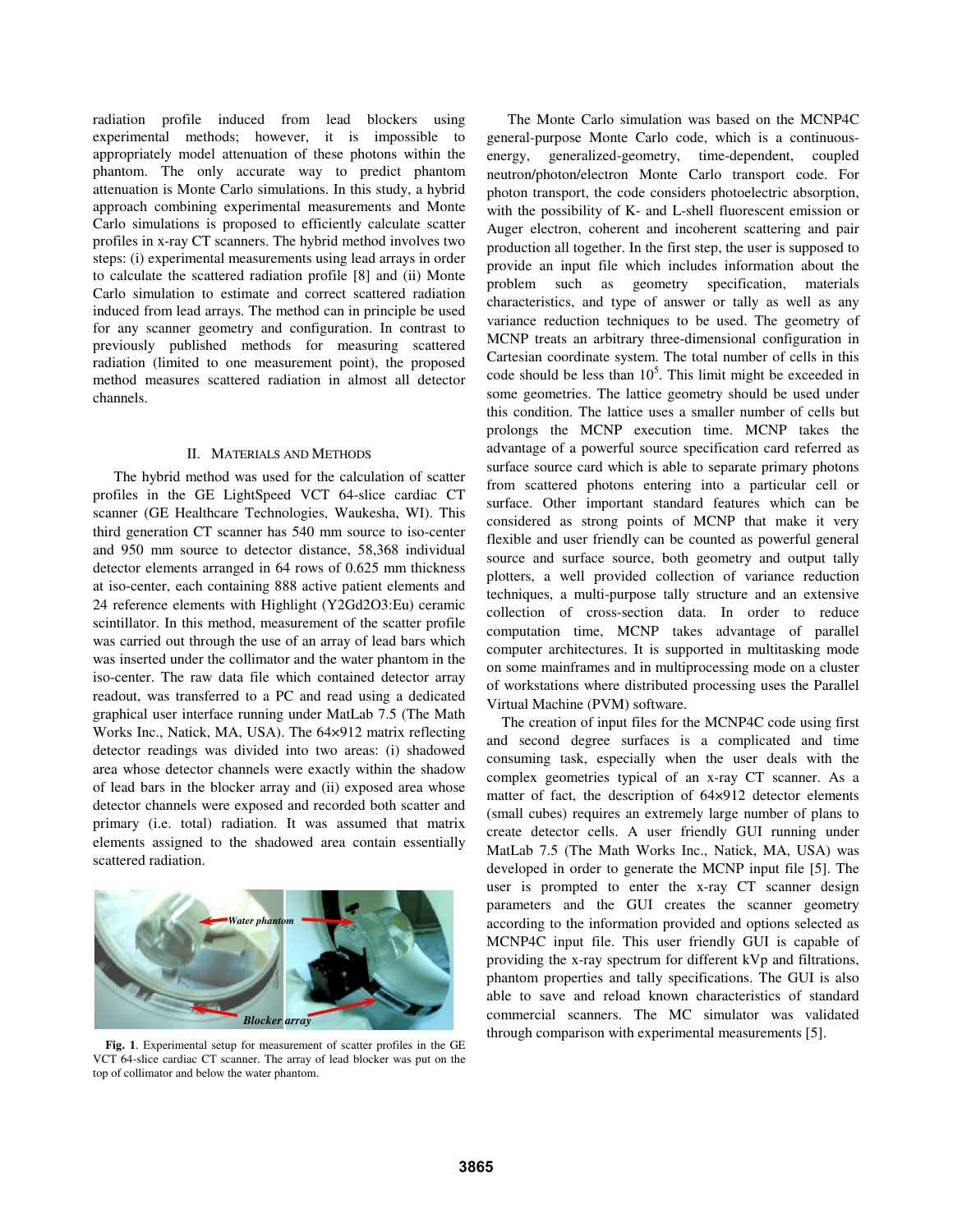radiation profile induced from lead blockers using experimental methods; however, it is impossible to appropriately model attenuation of these photons within the phantom. The only accurate way to predict phantom attenuation is Monte Carlo simulations. In this study, a hybrid approach combining experimental measurements and Monte Carlo simulations is proposed to efficiently calculate scatter profiles in x-ray CT scanners. The hybrid method involves two steps: (i) experimental measurements using lead arrays in order to calculate the scattered radiation profile [8] and (ii) Monte Carlo simulation to estimate and correct scattered radiation induced from lead arrays. The method can in principle be used for any scanner geometry and configuration. In contrast to previously published methods for measuring scattered radiation (limited to one measurement point), the proposed method measures scattered radiation in almost all detector channels.

## II. Materials and Methods

The hybrid method was used for the calculation of scatter profiles in the GE LightSpeed VCT 64-slice cardiac CT scanner (GE Healthcare Technologies, Waukesha, WI). This third generation CT scanner has 540 mm source to iso-center and 950 mm source to detector distance, 58,368 individual detector elements arranged in 64 rows of 0.625 mm thickness at iso-center, each containing 888 active patient elements and 24 reference elements with Highlight ($Y_2Gd_2O_3$:Eu) ceramic scintillator. In this method, measurement of the scatter profile was carried out through the use of an array of lead bars which was inserted under the collimator and the water phantom in the iso-center. The raw data file which contained detector array readout, was transferred to a PC and read using a dedicated graphical user interface running under MatLab 7.5 (The Math Works Inc., Natick, MA, USA). The 64×912 matrix reflecting detector readings was divided into two areas: (i) shadowed area whose detector channels were exactly within the shadow of lead bars in the blocker array and (ii) exposed area whose detector channels were exposed and recorded both scatter and primary (i.e. total) radiation. It was assumed that matrix elements assigned to the shadowed area contain essentially scattered radiation.

**Fig. 1**. Experimental setup for measurement of scatter profiles in the GE VCT 64-slice cardiac CT scanner. The array of lead blocker was put on the top of collimator and below the water phantom.

The Monte Carlo simulation was based on the MCNP4C general-purpose Monte Carlo code, which is a continuous-energy, generalized-geometry, time-dependent, coupled neutron/photon/electron Monte Carlo transport code. For photon transport, the code considers photoelectric absorption, with the possibility of K- and L-shell fluorescent emission or Auger electron, coherent and incoherent scattering and pair production all together. In the first step, the user is supposed to provide an input file which includes information about the problem such as geometry specification, materials characteristics, and type of answer or tally as well as any variance reduction techniques to be used. The geometry of MCNP treats an arbitrary three-dimensional configuration in Cartesian coordinate system. The total number of cells in this code should be less than $10^5$. This limit might be exceeded in some geometries. The lattice geometry should be used under this condition. The lattice uses a smaller number of cells but prolongs the MCNP execution time. MCNP takes the advantage of a powerful source specification card referred as surface source card which is able to separate primary photons from scattered photons entering into a particular cell or surface. Other important standard features which can be considered as strong points of MCNP that make it very flexible and user friendly can be counted as powerful general source and surface source, both geometry and output tally plotters, a well provided collection of variance reduction techniques, a multi-purpose tally structure and an extensive collection of cross-section data. In order to reduce computation time, MCNP takes advantage of parallel computer architectures. It is supported in multitasking mode on some mainframes and in multiprocessing mode on a cluster of workstations where distributed processing uses the Parallel Virtual Machine (PVM) software.

The creation of input files for the MCNP4C code using first and second degree surfaces is a complicated and time consuming task, especially when the user deals with the complex geometries typical of an x-ray CT scanner. As a matter of fact, the description of 64×912 detector elements (small cubes) requires an extremely large number of plans to create detector cells. A user friendly GUI running under MatLab 7.5 (The Math Works Inc., Natick, MA, USA) was developed in order to generate the MCNP input file [5]. The user is prompted to enter the x-ray CT scanner design parameters and the GUI creates the scanner geometry according to the information provided and options selected as MCNP4C input file. This user friendly GUI is capable of providing the x-ray spectrum for different kVp and filtrations, phantom properties and tally specifications. The GUI is also able to save and reload known characteristics of standard commercial scanners. The MC simulator was validated through comparison with experimental measurements [5].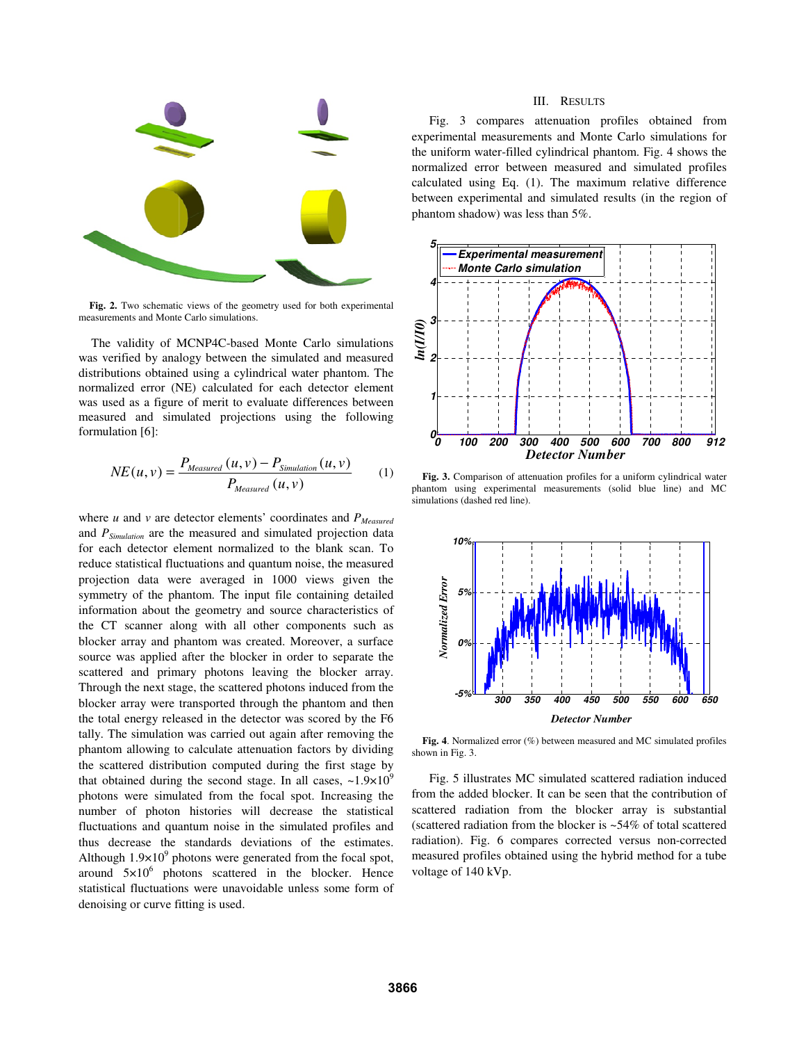Fig. 2. Two schematic views of the geometry used for both experimental measurements and Monte Carlo simulations.

The validity of MCNP4C-based Monte Carlo simulations was verified by analogy between the simulated and measured distributions obtained using a cylindrical water phantom. The normalized error (NE) calculated for each detector element was used as a figure of merit to evaluate differences between measured and simulated projections using the following formulation [6]:

$$NE(u,v) = \frac{P_{Measured}(u,v) - P_{Simulation}(u,v)}{P_{Measured}(u,v)} \qquad (1)$$

where $u$ and $v$ are detector elements' coordinates and $P_{Measured}$ and $P_{Simulation}$ are the measured and simulated projection data for each detector element normalized to the blank scan. To reduce statistical fluctuations and quantum noise, the measured projection data were averaged in 1000 views given the symmetry of the phantom. The input file containing detailed information about the geometry and source characteristics of the CT scanner along with all other components such as blocker array and phantom was created. Moreover, a surface source was applied after the blocker in order to separate the scattered and primary photons leaving the blocker array. Through the next stage, the scattered photons induced from the blocker array were transported through the phantom and then the total energy released in the detector was scored by the F6 tally. The simulation was carried out again after removing the phantom allowing to calculate attenuation factors by dividing the scattered distribution computed during the first stage by that obtained during the second stage. In all cases, ~$1.9\times10^{9}$ photons were simulated from the focal spot. Increasing the number of photon histories will decrease the statistical fluctuations and quantum noise in the simulated profiles and thus decrease the standards deviations of the estimates. Although $1.9\times10^{9}$ photons were generated from the focal spot, around $5\times10^{6}$ photons scattered in the blocker. Hence statistical fluctuations were unavoidable unless some form of denoising or curve fitting is used.

## III. Results

Fig. 3 compares attenuation profiles obtained from experimental measurements and Monte Carlo simulations for the uniform water-filled cylindrical phantom. Fig. 4 shows the normalized error between measured and simulated profiles calculated using Eq. (1). The maximum relative difference between experimental and simulated results (in the region of phantom shadow) was less than 5%.

Fig. 3. Comparison of attenuation profiles for a uniform cylindrical water phantom using experimental measurements (solid blue line) and MC simulations (dashed red line).

Fig. 4. Normalized error (%) between measured and MC simulated profiles shown in Fig. 3.

Fig. 5 illustrates MC simulated scattered radiation induced from the added blocker. It can be seen that the contribution of scattered radiation from the blocker array is substantial (scattered radiation from the blocker is ~54% of total scattered radiation). Fig. 6 compares corrected versus non-corrected measured profiles obtained using the hybrid method for a tube voltage of 140 kVp.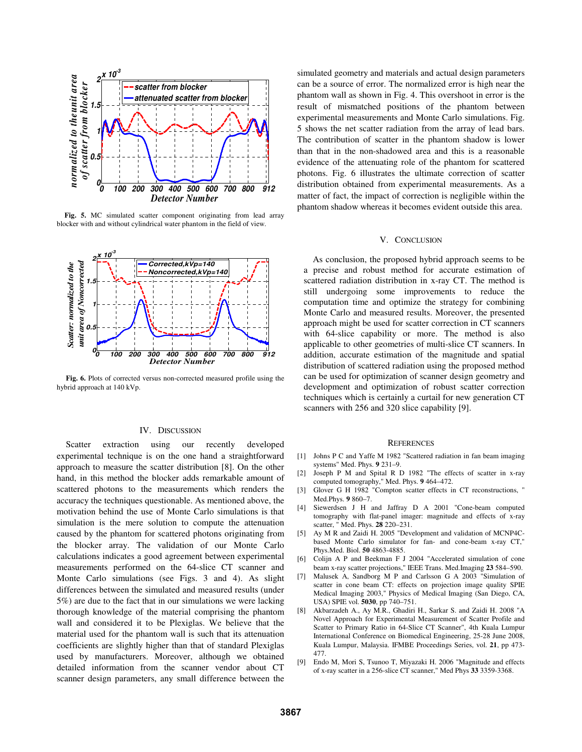2 x 10^-3

scatter from blocker

attenuated scatter from blocker

normalized to the unit area of scatter from blocker

0 0.5 1 1.5 2

0 100 200 300 400 500 600 700 800 912

Detector Number

**Fig. 5.** MC simulated scatter component originating from lead array blocker with and without cylindrical water phantom in the field of view.

2 x 10^-3

Corrected,kVp=140

Noncorrected,kVp=140

Scatter: normalized to the unit area of Noncorrected

0 0.5 1 1.5 2

0 100 200 300 400 500 600 700 800 912

Detector Number

**Fig. 6.** Plots of corrected versus non-corrected measured profile using the hybrid approach at 140 kVp.

## IV. Discussion

Scatter extraction using our recently developed experimental technique is on the one hand a straightforward approach to measure the scatter distribution [8]. On the other hand, in this method the blocker adds remarkable amount of scattered photons to the measurements which renders the accuracy the techniques questionable. As mentioned above, the motivation behind the use of Monte Carlo simulations is that simulation is the mere solution to compute the attenuation caused by the phantom for scattered photons originating from the blocker array. The validation of our Monte Carlo calculations indicates a good agreement between experimental measurements performed on the 64-slice CT scanner and Monte Carlo simulations (see Figs. 3 and 4). As slight differences between the simulated and measured results (under 5%) are due to the fact that in our simulations we were lacking thorough knowledge of the material comprising the phantom wall and considered it to be Plexiglas. We believe that the material used for the phantom wall is such that its attenuation coefficients are slightly higher than that of standard Plexiglas used by manufacturers. Moreover, although we obtained detailed information from the scanner vendor about CT scanner design parameters, any small difference between the simulated geometry and materials and actual design parameters can be a source of error. The normalized error is high near the phantom wall as shown in Fig. 4. This overshoot in error is the result of mismatched positions of the phantom between experimental measurements and Monte Carlo simulations. Fig. 5 shows the net scatter radiation from the array of lead bars. The contribution of scatter in the phantom shadow is lower than that in the non-shadowed area and this is a reasonable evidence of the attenuating role of the phantom for scattered photons. Fig. 6 illustrates the ultimate correction of scatter distribution obtained from experimental measurements. As a matter of fact, the impact of correction is negligible within the phantom shadow whereas it becomes evident outside this area.

## V. Conclusion

As conclusion, the proposed hybrid approach seems to be a precise and robust method for accurate estimation of scattered radiation distribution in x-ray CT. The method is still undergoing some improvements to reduce the computation time and optimize the strategy for combining Monte Carlo and measured results. Moreover, the presented approach might be used for scatter correction in CT scanners with 64-slice capability or more. The method is also applicable to other geometries of multi-slice CT scanners. In addition, accurate estimation of the magnitude and spatial distribution of scattered radiation using the proposed method can be used for optimization of scanner design geometry and development and optimization of robust scatter correction techniques which is certainly a curtail for new generation CT scanners with 256 and 320 slice capability [9].

## References

[1] Johns P C and Yaffe M 1982 "Scattered radiation in fan beam imaging systems" Med. Phys. **9** 231–9.

[2] Joseph P M and Spital R D 1982 "The effects of scatter in x-ray computed tomography," Med. Phys. **9** 464–472.

[3] Glover G H 1982 "Compton scatter effects in CT reconstructions, " Med.Phys. **9** 860–7.

[4] Siewerdsen J H and Jaffray D A 2001 "Cone-beam computed tomography with flat-panel imager: magnitude and effects of x-ray scatter, " Med. Phys. **28** 220–231.

[5] Ay M R and Zaidi H. 2005 "Development and validation of MCNP4C-based Monte Carlo simulator for fan- and cone-beam x-ray CT," Phys.Med. Biol. **50** 4863-4885.

[6] Colijn A P and Beekman F J 2004 "Accelerated simulation of cone beam x-ray scatter projections," IEEE Trans. Med.Imaging **23** 584–590.

[7] Malusek A, Sandborg M P and Carlsson G A 2003 "Simulation of scatter in cone beam CT: effects on projection image quality SPIE Medical Imaging 2003," Physics of Medical Imaging (San Diego, CA, USA) SPIE vol. **5030**, pp 740–751.

[8] Akbarzadeh A., Ay M.R., Ghadiri H., Sarkar S. and Zaidi H. 2008 "A Novel Approach for Experimental Measurement of Scatter Profile and Scatter to Primary Ratio in 64-Slice CT Scanner", 4th Kuala Lumpur International Conference on Biomedical Engineering, 25-28 June 2008, Kuala Lumpur, Malaysia. IFMBE Proceedings Series, vol. **21**, pp 473-477.

[9] Endo M, Mori S, Tsunoo T, Miyazaki H. 2006 "Magnitude and effects of x-ray scatter in a 256-slice CT scanner," Med Phys **33** 3359-3368.